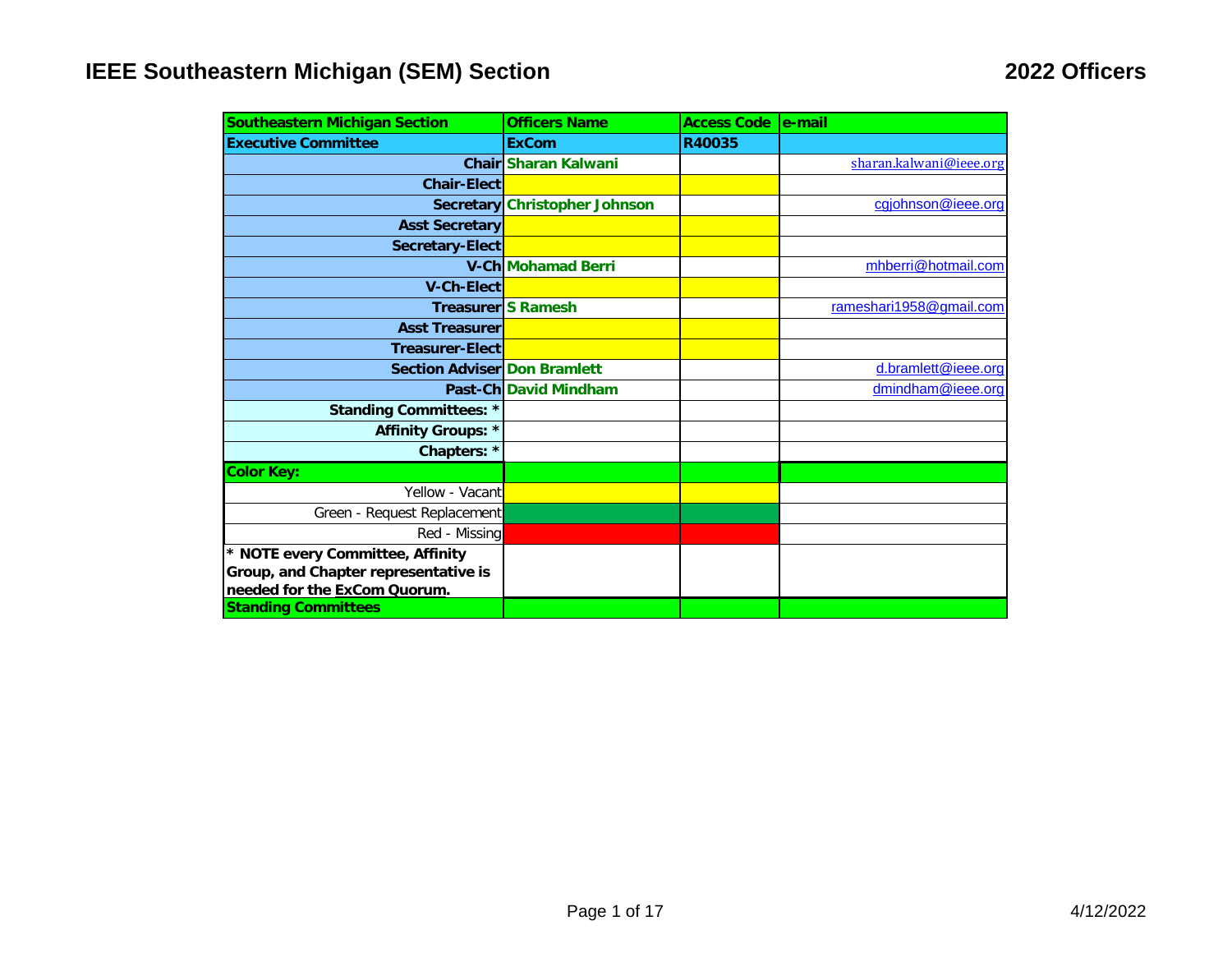# IEEE Southeastern Michigan (SEM) Section

## 2022 Officers

| Southeastern Michigan Section | Officers Name | Access Code | e-mail |
|---|---|---|---|
| **Executive Committee** | **ExCom** | **R40035** | |
| **Chair** | **Sharan Kalwani** | | sharan.kalwani@ieee.org |
| **Chair-Elect** | | | |
| **Secretary** | **Christopher Johnson** | | cgjohnson@ieee.org |
| **Asst Secretary** | | | |
| **Secretary-Elect** | | | |
| **V-Ch** | **Mohamad Berri** | | mhberri@hotmail.com |
| **V-Ch-Elect** | | | |
| **Treasurer** | **S Ramesh** | | rameshari1958@gmail.com |
| **Asst Treasurer** | | | |
| **Treasurer-Elect** | | | |
| **Section Adviser** | **Don Bramlett** | | d.bramlett@ieee.org |
| **Past-Ch** | **David Mindham** | | dmindham@ieee.org |
| **Standing Committees: *** | | | |
| **Affinity Groups: *** | | | |
| **Chapters: *** | | | |
| **Color Key:** | | | |
| Yellow - Vacant | | | |
| Green - Request Replacement | | | |
| Red - Missing | | | |
| *** NOTE every Committee, Affinity Group, and Chapter representative is needed for the ExCom Quorum.** | | | |
| **Standing Committees** | | | |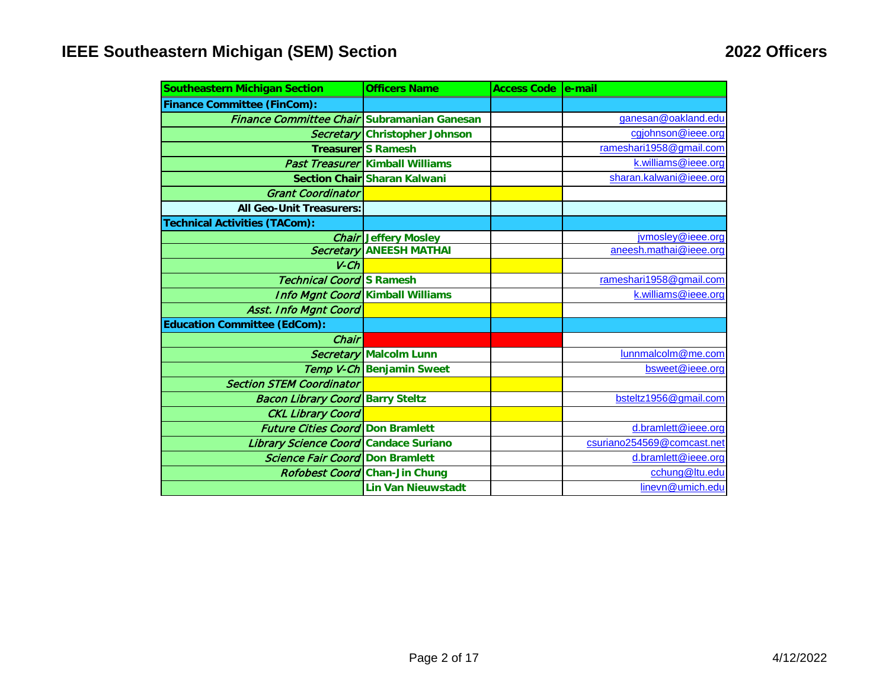# IEEE Southeastern Michigan (SEM) Section

## 2022 Officers

| Southeastern Michigan Section | Officers Name | Access Code | e-mail |
|---|---|---|---|
| **Finance Committee (FinCom):** | | | |
| *Finance Committee Chair* | Subramanian Ganesan | | ganesan@oakland.edu |
| *Secretary* | Christopher Johnson | | cgjohnson@ieee.org |
| **Treasurer** | S Ramesh | | rameshari1958@gmail.com |
| *Past Treasurer* | Kimball Williams | | k.williams@ieee.org |
| **Section Chair** | Sharan Kalwani | | sharan.kalwani@ieee.org |
| *Grant Coordinator* | | | |
| **All Geo-Unit Treasurers:** | | | |
| **Technical Activities (TACom):** | | | |
| *Chair* | Jeffery Mosley | | jvmosley@ieee.org |
| *Secretary* | ANEESH MATHAI | | aneesh.mathai@ieee.org |
| *V-Ch* | | | |
| *Technical Coord* | S Ramesh | | rameshari1958@gmail.com |
| *Info Mgnt Coord* | Kimball Williams | | k.williams@ieee.org |
| *Asst. Info Mgnt Coord* | | | |
| **Education Committee (EdCom):** | | | |
| *Chair* | | | |
| *Secretary* | Malcolm Lunn | | lunnmalcolm@me.com |
| *Temp V-Ch* | Benjamin Sweet | | bsweet@ieee.org |
| *Section STEM Coordinator* | | | |
| *Bacon Library Coord* | Barry Steltz | | bsteltz1956@gmail.com |
| *CKL Library Coord* | | | |
| *Future Cities Coord* | Don Bramlett | | d.bramlett@ieee.org |
| *Library Science Coord* | Candace Suriano | | csuriano254569@comcast.net |
| *Science Fair Coord* | Don Bramlett | | d.bramlett@ieee.org |
| *Rofobest Coord* | Chan-Jin Chung | | cchung@ltu.edu |
| | Lin Van Nieuwstadt | | linevn@umich.edu |

4/12/2022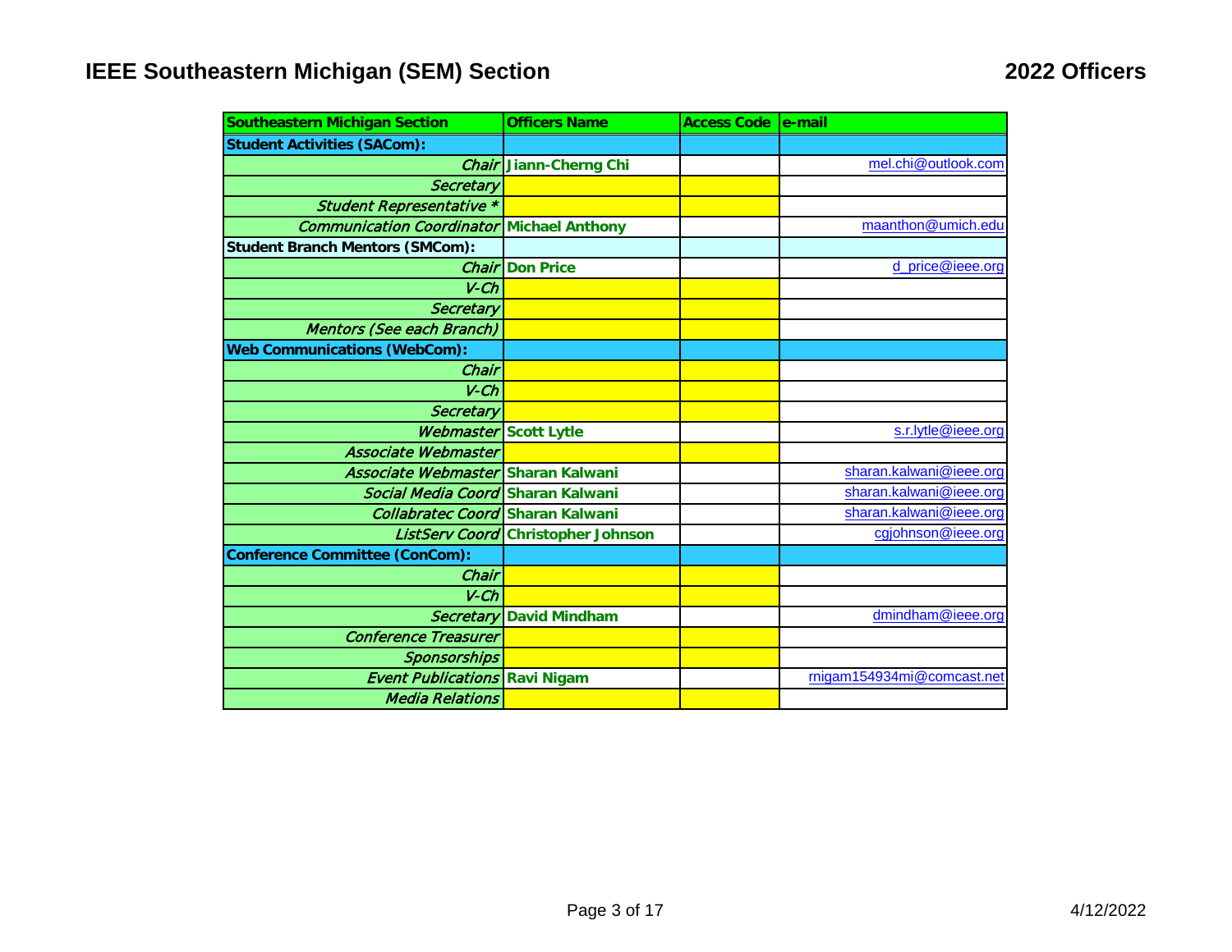# IEEE Southeastern Michigan (SEM) Section

## 2022 Officers

| Southeastern Michigan Section | Officers Name | Access Code | e-mail |
|---|---|---|---|
| **Student Activities (SACom):** | | | |
| *Chair* | **Jiann-Cherng Chi** | | mel.chi@outlook.com |
| *Secretary* | | | |
| *Student Representative ** | | | |
| *Communication Coordinator* | **Michael Anthony** | | maanthon@umich.edu |
| **Student Branch Mentors (SMCom):** | | | |
| *Chair* | **Don Price** | | d_price@ieee.org |
| *V-Ch* | | | |
| *Secretary* | | | |
| *Mentors (See each Branch)* | | | |
| **Web Communications (WebCom):** | | | |
| *Chair* | | | |
| *V-Ch* | | | |
| *Secretary* | | | |
| *Webmaster* | **Scott Lytle** | | s.r.lytle@ieee.org |
| *Associate Webmaster* | | | |
| *Associate Webmaster* | **Sharan Kalwani** | | sharan.kalwani@ieee.org |
| *Social Media Coord* | **Sharan Kalwani** | | sharan.kalwani@ieee.org |
| *Collabratec Coord* | **Sharan Kalwani** | | sharan.kalwani@ieee.org |
| *ListServ Coord* | **Christopher Johnson** | | cgjohnson@ieee.org |
| **Conference Committee (ConCom):** | | | |
| *Chair* | | | |
| *V-Ch* | | | |
| *Secretary* | **David Mindham** | | dmindham@ieee.org |
| *Conference Treasurer* | | | |
| *Sponsorships* | | | |
| *Event Publications* | **Ravi Nigam** | | rnigam154934mi@comcast.net |
| *Media Relations* | | | |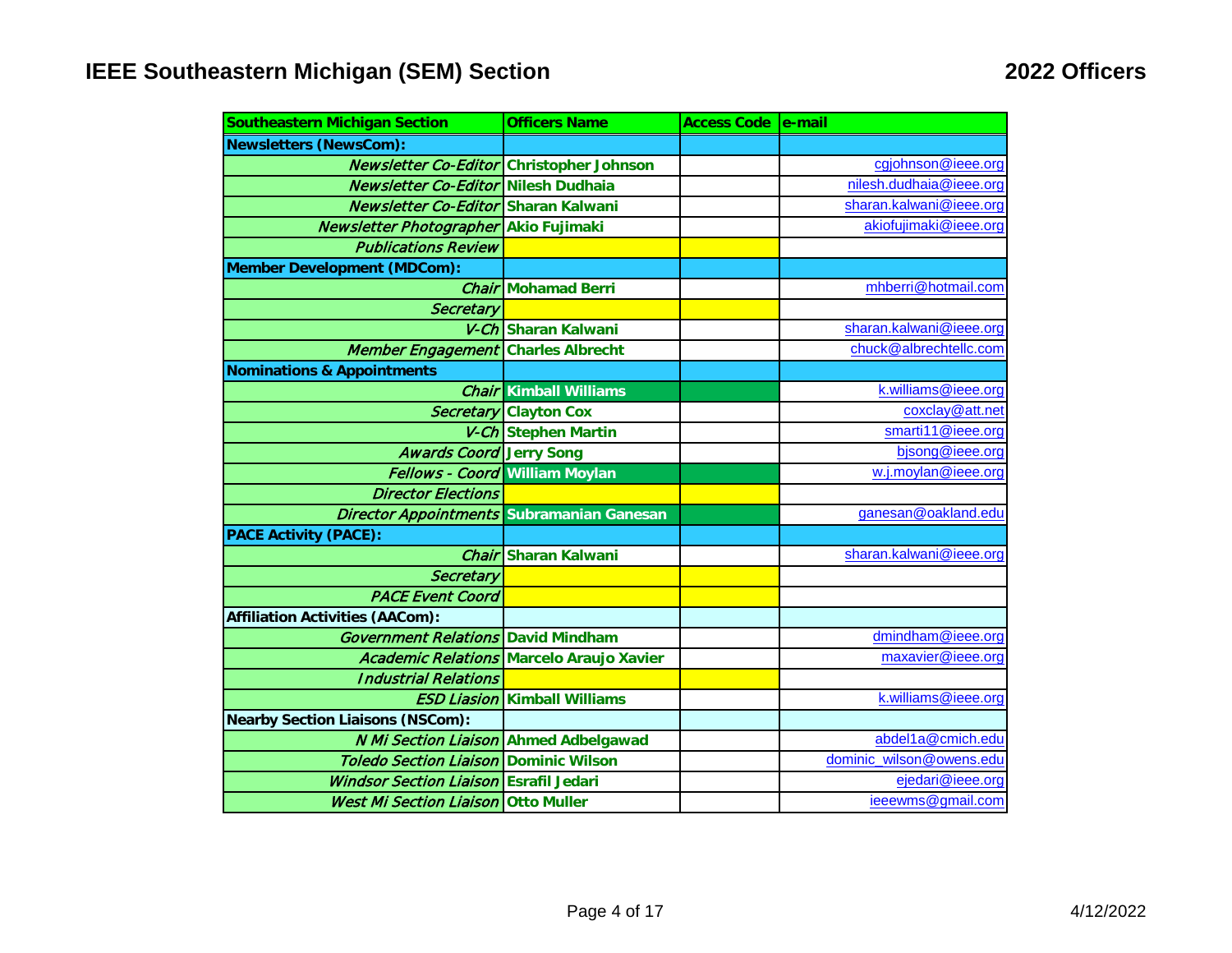# IEEE Southeastern Michigan (SEM) Section

## 2022 Officers

| Southeastern Michigan Section | Officers Name | Access Code | e-mail |
|---|---|---|---|
| **Newsletters (NewsCom):** | | | |
| *Newsletter Co-Editor* | Christopher Johnson | | cgjohnson@ieee.org |
| *Newsletter Co-Editor* | Nilesh Dudhaia | | nilesh.dudhaia@ieee.org |
| *Newsletter Co-Editor* | Sharan Kalwani | | sharan.kalwani@ieee.org |
| *Newsletter Photographer* | Akio Fujimaki | | akiofujimaki@ieee.org |
| *Publications Review* | | | |
| **Member Development (MDCom):** | | | |
| *Chair* | Mohamad Berri | | mhberri@hotmail.com |
| *Secretary* | | | |
| *V-Ch* | Sharan Kalwani | | sharan.kalwani@ieee.org |
| *Member Engagement* | Charles Albrecht | | chuck@albrechtellc.com |
| **Nominations & Appointments** | | | |
| *Chair* | Kimball Williams | | k.williams@ieee.org |
| *Secretary* | Clayton Cox | | coxclay@att.net |
| *V-Ch* | Stephen Martin | | smarti11@ieee.org |
| *Awards Coord* | Jerry Song | | bjsong@ieee.org |
| *Fellows - Coord* | William Moylan | | w.j.moylan@ieee.org |
| *Director Elections* | | | |
| *Director Appointments* | Subramanian Ganesan | | ganesan@oakland.edu |
| **PACE Activity (PACE):** | | | |
| *Chair* | Sharan Kalwani | | sharan.kalwani@ieee.org |
| *Secretary* | | | |
| *PACE Event Coord* | | | |
| **Affiliation Activities (AACom):** | | | |
| *Government Relations* | David Mindham | | dmindham@ieee.org |
| *Academic Relations* | Marcelo Araujo Xavier | | maxavier@ieee.org |
| *Industrial Relations* | | | |
| *ESD Liasion* | Kimball Williams | | k.williams@ieee.org |
| **Nearby Section Liaisons (NSCom):** | | | |
| *N Mi Section Liaison* | Ahmed Adbelgawad | | abdel1a@cmich.edu |
| *Toledo Section Liaison* | Dominic Wilson | | dominic_wilson@owens.edu |
| *Windsor Section Liaison* | Esrafil Jedari | | ejedari@ieee.org |
| *West Mi Section Liaison* | Otto Muller | | ieeewms@gmail.com |

4/12/2022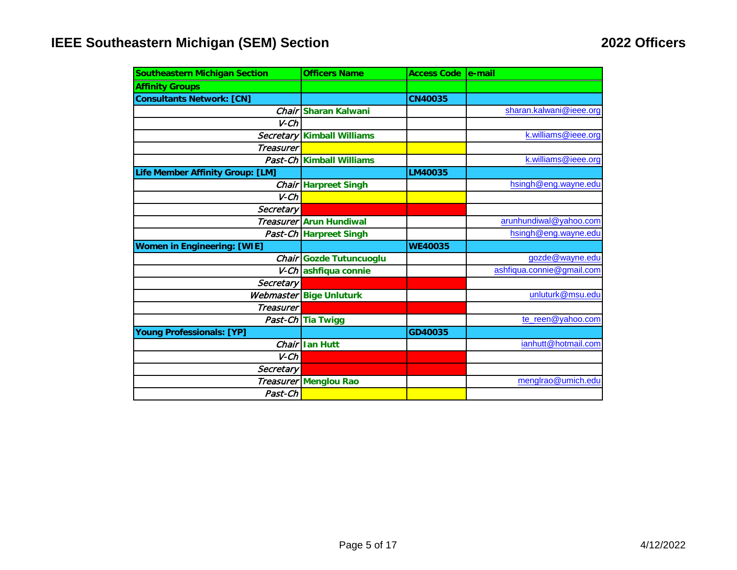# IEEE Southeastern Michigan (SEM) Section

## 2022 Officers

| Southeastern Michigan Section | Officers Name | Access Code | e-mail |
|---|---|---|---|
| **Affinity Groups** | | | |
| **Consultants Network: [CN]** | | CN40035 | |
| *Chair* | Sharan Kalwani | | sharan.kalwani@ieee.org |
| *V-Ch* | | | |
| *Secretary* | Kimball Williams | | k.williams@ieee.org |
| *Treasurer* | | | |
| *Past-Ch* | Kimball Williams | | k.williams@ieee.org |
| **Life Member Affinity Group: [LM]** | | LM40035 | |
| *Chair* | Harpreet Singh | | hsingh@eng.wayne.edu |
| *V-Ch* | | | |
| *Secretary* | | | |
| *Treasurer* | Arun Hundiwal | | arunhundiwal@yahoo.com |
| *Past-Ch* | Harpreet Singh | | hsingh@eng.wayne.edu |
| **Women in Engineering: [WIE]** | | WE40035 | |
| *Chair* | Gozde Tutuncuoglu | | gozde@wayne.edu |
| *V-Ch* | ashfiqua connie | | ashfiqua.connie@gmail.com |
| *Secretary* | | | |
| *Webmaster* | Bige Unluturk | | unluturk@msu.edu |
| *Treasurer* | | | |
| *Past-Ch* | Tia Twigg | | te_reen@yahoo.com |
| **Young Professionals: [YP]** | | GD40035 | |
| *Chair* | Ian Hutt | | ianhutt@hotmail.com |
| *V-Ch* | | | |
| *Secretary* | | | |
| *Treasurer* | Menglou Rao | | menglrao@umich.edu |
| *Past-Ch* | | | |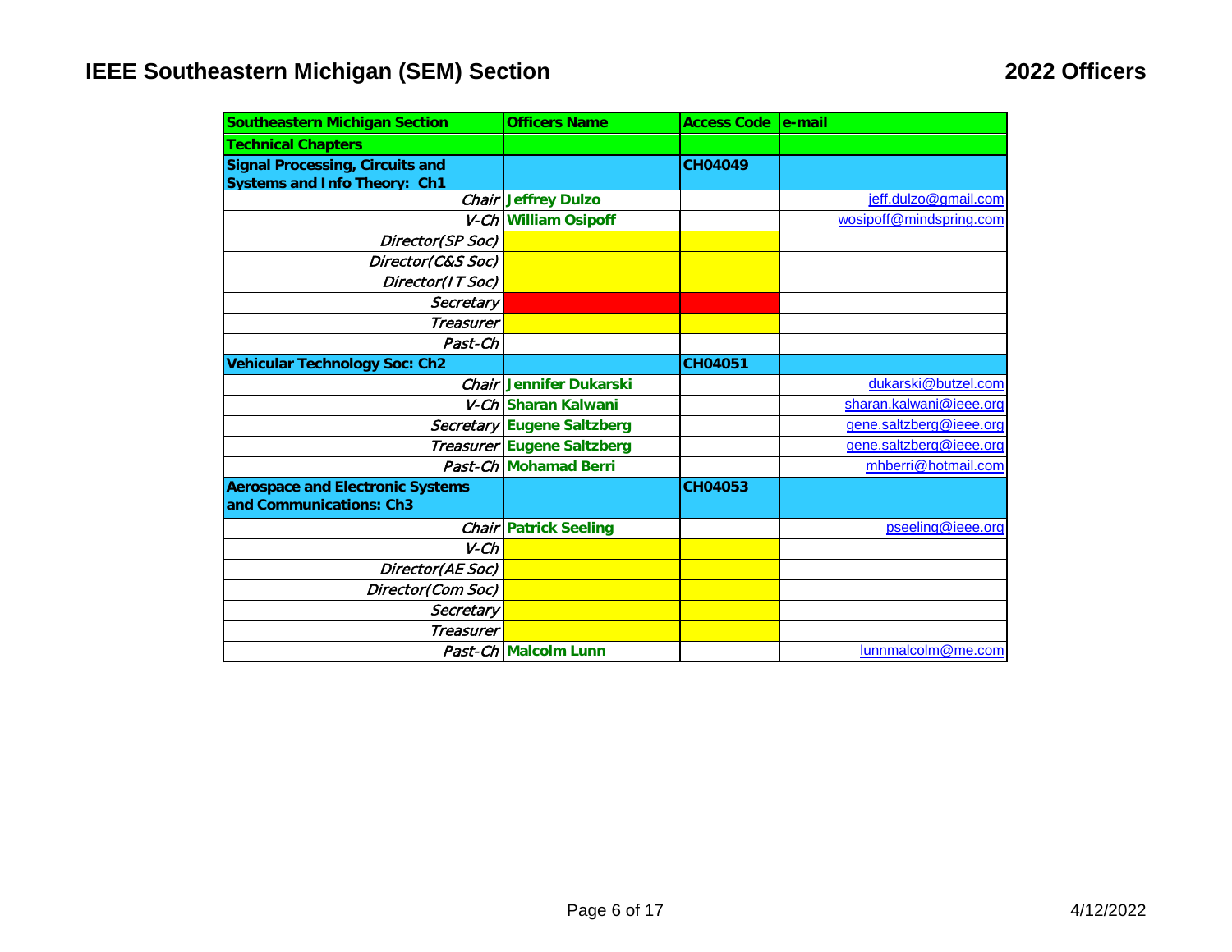## IEEE Southeastern Michigan (SEM) Section

## 2022 Officers

| Southeastern Michigan Section | Officers Name | Access Code | e-mail |
|---|---|---|---|
| **Technical Chapters** | | | |
| **Signal Processing, Circuits and Systems and Info Theory: Ch1** | | CH04049 | |
| *Chair* | Jeffrey Dulzo | | jeff.dulzo@gmail.com |
| *V-Ch* | William Osipoff | | wosipoff@mindspring.com |
| *Director(SP Soc)* | | | |
| *Director(C&S Soc)* | | | |
| *Director(IT Soc)* | | | |
| *Secretary* | | | |
| *Treasurer* | | | |
| *Past-Ch* | | | |
| **Vehicular Technology Soc: Ch2** | | CH04051 | |
| *Chair* | Jennifer Dukarski | | dukarski@butzel.com |
| *V-Ch* | Sharan Kalwani | | sharan.kalwani@ieee.org |
| *Secretary* | Eugene Saltzberg | | gene.saltzberg@ieee.org |
| *Treasurer* | Eugene Saltzberg | | gene.saltzberg@ieee.org |
| *Past-Ch* | Mohamad Berri | | mhberri@hotmail.com |
| **Aerospace and Electronic Systems and Communications: Ch3** | | CH04053 | |
| *Chair* | Patrick Seeling | | pseeling@ieee.org |
| *V-Ch* | | | |
| *Director(AE Soc)* | | | |
| *Director(Com Soc)* | | | |
| *Secretary* | | | |
| *Treasurer* | | | |
| *Past-Ch* | Malcolm Lunn | | lunnmalcolm@me.com |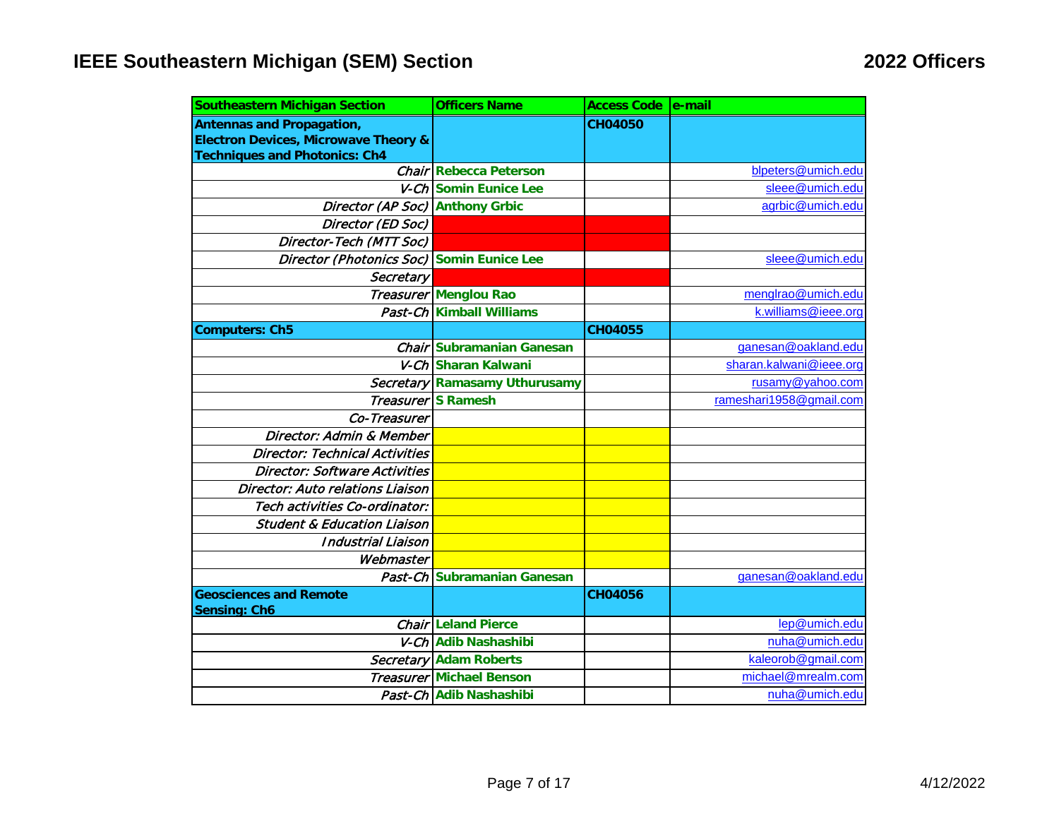# IEEE Southeastern Michigan (SEM) Section

## 2022 Officers

| Southeastern Michigan Section | Officers Name | Access Code | e-mail |
|---|---|---|---|
| **Antennas and Propagation, Electron Devices, Microwave Theory & Techniques and Photonics: Ch4** | | **CH04050** | |
| *Chair* | **Rebecca Peterson** | | blpeters@umich.edu |
| *V-Ch* | **Somin Eunice Lee** | | sleee@umich.edu |
| *Director (AP Soc)* | **Anthony Grbic** | | agrbic@umich.edu |
| *Director (ED Soc)* | | | |
| *Director-Tech (MTT Soc)* | | | |
| *Director (Photonics Soc)* | **Somin Eunice Lee** | | sleee@umich.edu |
| *Secretary* | | | |
| *Treasurer* | **Menglou Rao** | | menglrao@umich.edu |
| *Past-Ch* | **Kimball Williams** | | k.williams@ieee.org |
| **Computers: Ch5** | | **CH04055** | |
| *Chair* | **Subramanian Ganesan** | | ganesan@oakland.edu |
| *V-Ch* | **Sharan Kalwani** | | sharan.kalwani@ieee.org |
| *Secretary* | **Ramasamy Uthurusamy** | | rusamy@yahoo.com |
| *Treasurer* | **S Ramesh** | | rameshari1958@gmail.com |
| *Co-Treasurer* | | | |
| *Director: Admin & Member* | | | |
| *Director: Technical Activities* | | | |
| *Director: Software Activities* | | | |
| *Director: Auto relations Liaison* | | | |
| *Tech activities Co-ordinator:* | | | |
| *Student & Education Liaison* | | | |
| *Industrial Liaison* | | | |
| *Webmaster* | | | |
| *Past-Ch* | **Subramanian Ganesan** | | ganesan@oakland.edu |
| **Geosciences and Remote Sensing: Ch6** | | **CH04056** | |
| *Chair* | **Leland Pierce** | | lep@umich.edu |
| *V-Ch* | **Adib Nashashibi** | | nuha@umich.edu |
| *Secretary* | **Adam Roberts** | | kaleorob@gmail.com |
| *Treasurer* | **Michael Benson** | | michael@mrealm.com |
| *Past-Ch* | **Adib Nashashibi** | | nuha@umich.edu |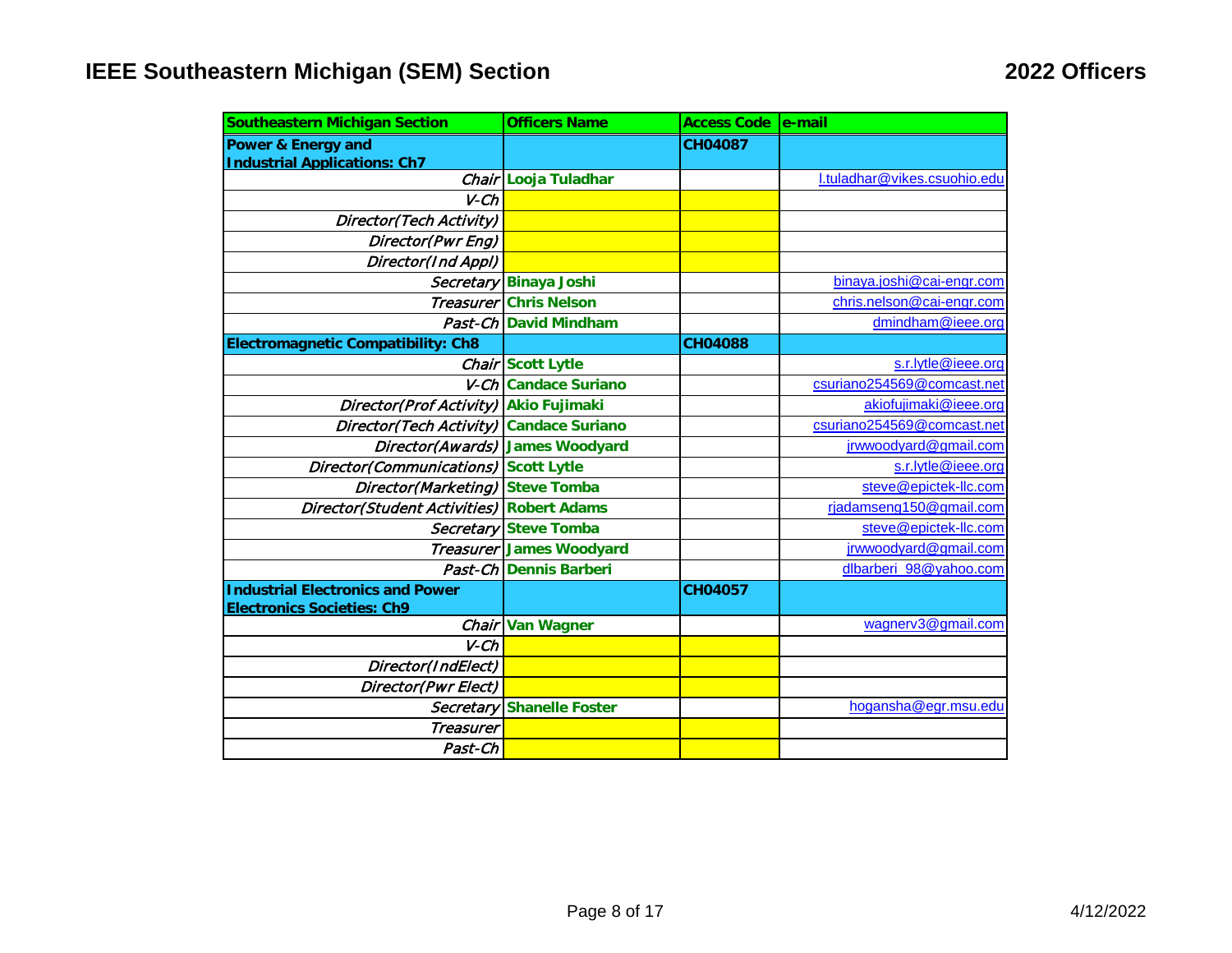# IEEE Southeastern Michigan (SEM) Section

## 2022 Officers

| Southeastern Michigan Section | Officers Name | Access Code | e-mail |
|---|---|---|---|
| **Power & Energy and Industrial Applications: Ch7** | | **CH04087** | |
| *Chair* | **Looja Tuladhar** | | l.tuladhar@vikes.csuohio.edu |
| *V-Ch* | | | |
| *Director(Tech Activity)* | | | |
| *Director(Pwr Eng)* | | | |
| *Director(Ind Appl)* | | | |
| *Secretary* | **Binaya Joshi** | | binaya.joshi@cai-engr.com |
| *Treasurer* | **Chris Nelson** | | chris.nelson@cai-engr.com |
| *Past-Ch* | **David Mindham** | | dmindham@ieee.org |
| **Electromagnetic Compatibility: Ch8** | | **CH04088** | |
| *Chair* | **Scott Lytle** | | s.r.lytle@ieee.org |
| *V-Ch* | **Candace Suriano** | | csuriano254569@comcast.net |
| *Director(Prof Activity)* | **Akio Fujimaki** | | akiofujimaki@ieee.org |
| *Director(Tech Activity)* | **Candace Suriano** | | csuriano254569@comcast.net |
| *Director(Awards)* | **James Woodyard** | | jrwwoodyard@gmail.com |
| *Director(Communications)* | **Scott Lytle** | | s.r.lytle@ieee.org |
| *Director(Marketing)* | **Steve Tomba** | | steve@epictek-llc.com |
| *Director(Student Activities)* | **Robert Adams** | | rjadamseng150@gmail.com |
| *Secretary* | **Steve Tomba** | | steve@epictek-llc.com |
| *Treasurer* | **James Woodyard** | | jrwwoodyard@gmail.com |
| *Past-Ch* | **Dennis Barberi** | | dlbarberi_98@yahoo.com |
| **Industrial Electronics and Power Electronics Societies: Ch9** | | **CH04057** | |
| *Chair* | **Van Wagner** | | wagnerv3@gmail.com |
| *V-Ch* | | | |
| *Director(IndElect)* | | | |
| *Director(Pwr Elect)* | | | |
| *Secretary* | **Shanelle Foster** | | hogansha@egr.msu.edu |
| *Treasurer* | | | |
| *Past-Ch* | | | |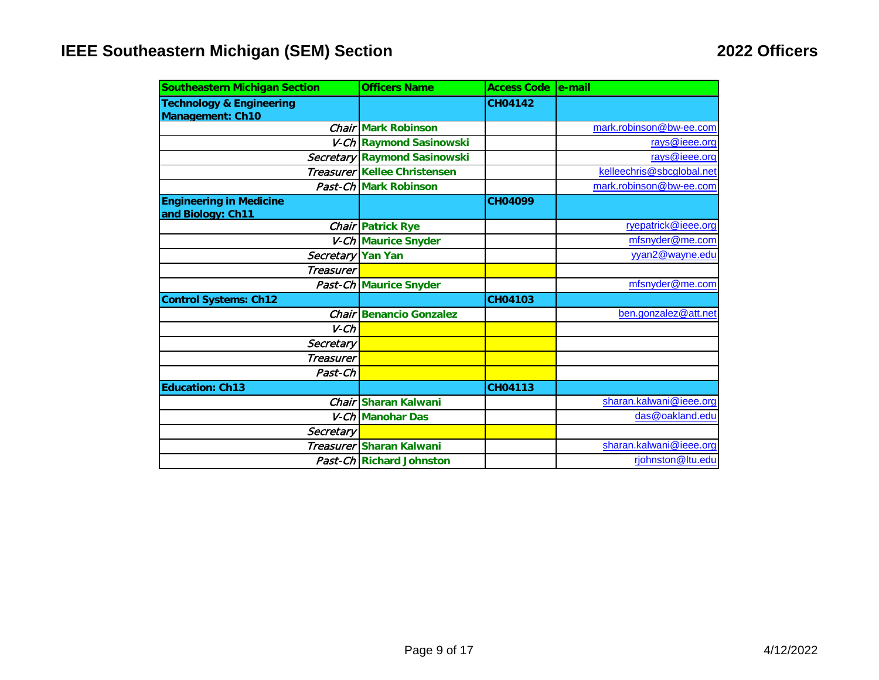# IEEE Southeastern Michigan (SEM) Section

## 2022 Officers

| Southeastern Michigan Section | Officers Name | Access Code | e-mail |
|---|---|---|---|
| **Technology & Engineering Management: Ch10** | | **CH04142** | |
| *Chair* | **Mark Robinson** | | mark.robinson@bw-ee.com |
| *V-Ch* | **Raymond Sasinowski** | | rays@ieee.org |
| *Secretary* | **Raymond Sasinowski** | | rays@ieee.org |
| *Treasurer* | **Kellee Christensen** | | kelleechris@sbcglobal.net |
| *Past-Ch* | **Mark Robinson** | | mark.robinson@bw-ee.com |
| **Engineering in Medicine and Biology: Ch11** | | **CH04099** | |
| *Chair* | **Patrick Rye** | | ryepatrick@ieee.org |
| *V-Ch* | **Maurice Snyder** | | mfsnyder@me.com |
| *Secretary* | **Yan Yan** | | yyan2@wayne.edu |
| *Treasurer* | | | |
| *Past-Ch* | **Maurice Snyder** | | mfsnyder@me.com |
| **Control Systems: Ch12** | | **CH04103** | |
| *Chair* | **Benancio Gonzalez** | | ben.gonzalez@att.net |
| *V-Ch* | | | |
| *Secretary* | | | |
| *Treasurer* | | | |
| *Past-Ch* | | | |
| **Education: Ch13** | | **CH04113** | |
| *Chair* | **Sharan Kalwani** | | sharan.kalwani@ieee.org |
| *V-Ch* | **Manohar Das** | | das@oakland.edu |
| *Secretary* | | | |
| *Treasurer* | **Sharan Kalwani** | | sharan.kalwani@ieee.org |
| *Past-Ch* | **Richard Johnston** | | rjohnston@ltu.edu |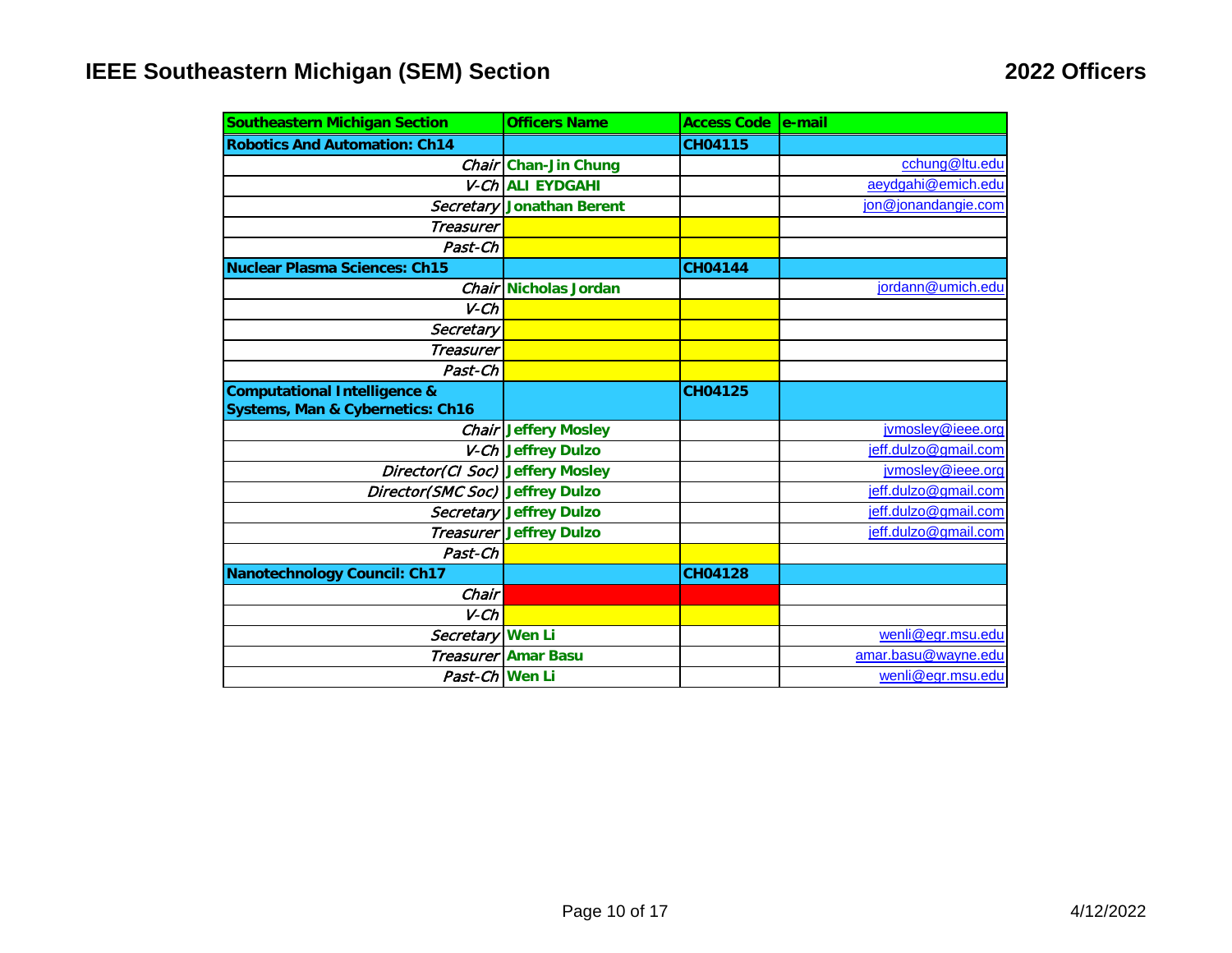# IEEE Southeastern Michigan (SEM) Section

## 2022 Officers

| Southeastern Michigan Section | Officers Name | Access Code | e-mail |
|---|---|---|---|
| **Robotics And Automation: Ch14** | | **CH04115** | |
| *Chair* | **Chan-Jin Chung** | | cchung@ltu.edu |
| *V-Ch* | **ALI EYDGAHI** | | aeydgahi@emich.edu |
| *Secretary* | **Jonathan Berent** | | jon@jonandangie.com |
| *Treasurer* | | | |
| *Past-Ch* | | | |
| **Nuclear Plasma Sciences: Ch15** | | **CH04144** | |
| *Chair* | **Nicholas Jordan** | | jordann@umich.edu |
| *V-Ch* | | | |
| *Secretary* | | | |
| *Treasurer* | | | |
| *Past-Ch* | | | |
| **Computational Intelligence & Systems, Man & Cybernetics: Ch16** | | **CH04125** | |
| *Chair* | **Jeffery Mosley** | | jvmosley@ieee.org |
| *V-Ch* | **Jeffrey Dulzo** | | jeff.dulzo@gmail.com |
| *Director(CI Soc)* | **Jeffery Mosley** | | jvmosley@ieee.org |
| *Director(SMC Soc)* | **Jeffrey Dulzo** | | jeff.dulzo@gmail.com |
| *Secretary* | **Jeffrey Dulzo** | | jeff.dulzo@gmail.com |
| *Treasurer* | **Jeffrey Dulzo** | | jeff.dulzo@gmail.com |
| *Past-Ch* | | | |
| **Nanotechnology Council: Ch17** | | **CH04128** | |
| *Chair* | | | |
| *V-Ch* | | | |
| *Secretary* | **Wen Li** | | wenli@egr.msu.edu |
| *Treasurer* | **Amar Basu** | | amar.basu@wayne.edu |
| *Past-Ch* | **Wen Li** | | wenli@egr.msu.edu |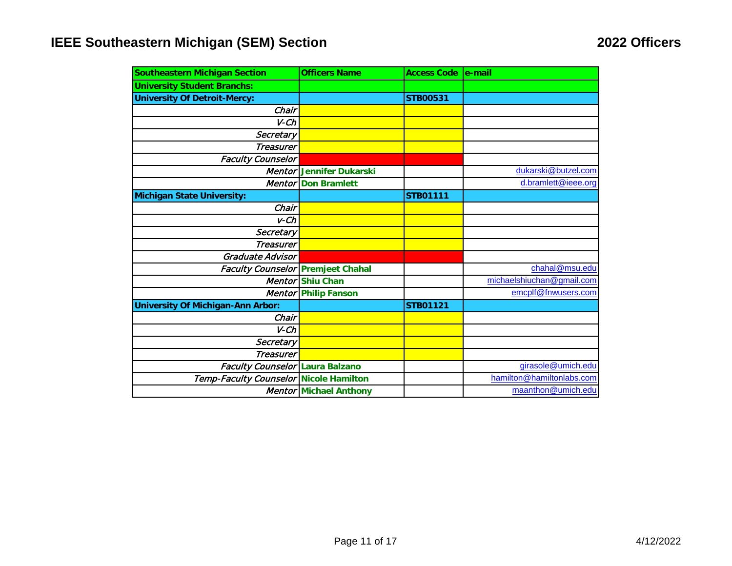# IEEE Southeastern Michigan (SEM) Section

## 2022 Officers

| Southeastern Michigan Section | Officers Name | Access Code | e-mail |
|---|---|---|---|
| **University Student Branchs:** | | | |
| **University Of Detroit-Mercy:** | | **STB00531** | |
| *Chair* | | | |
| *V-Ch* | | | |
| *Secretary* | | | |
| *Treasurer* | | | |
| *Faculty Counselor* | | | |
| *Mentor* | **Jennifer Dukarski** | | dukarski@butzel.com |
| *Mentor* | **Don Bramlett** | | d.bramlett@ieee.org |
| **Michigan State University:** | | **STB01111** | |
| *Chair* | | | |
| *v-Ch* | | | |
| *Secretary* | | | |
| *Treasurer* | | | |
| *Graduate Advisor* | | | |
| *Faculty Counselor* | **Premjeet Chahal** | | chahal@msu.edu |
| *Mentor* | **Shiu Chan** | | michaelshiuchan@gmail.com |
| *Mentor* | **Philip Fanson** | | emcplf@fnwusers.com |
| **University Of Michigan-Ann Arbor:** | | **STB01121** | |
| *Chair* | | | |
| *V-Ch* | | | |
| *Secretary* | | | |
| *Treasurer* | | | |
| *Faculty Counselor* | **Laura Balzano** | | girasole@umich.edu |
| *Temp-Faculty Counselor* | **Nicole Hamilton** | | hamilton@hamiltonlabs.com |
| *Mentor* | **Michael Anthony** | | maanthon@umich.edu |

4/12/2022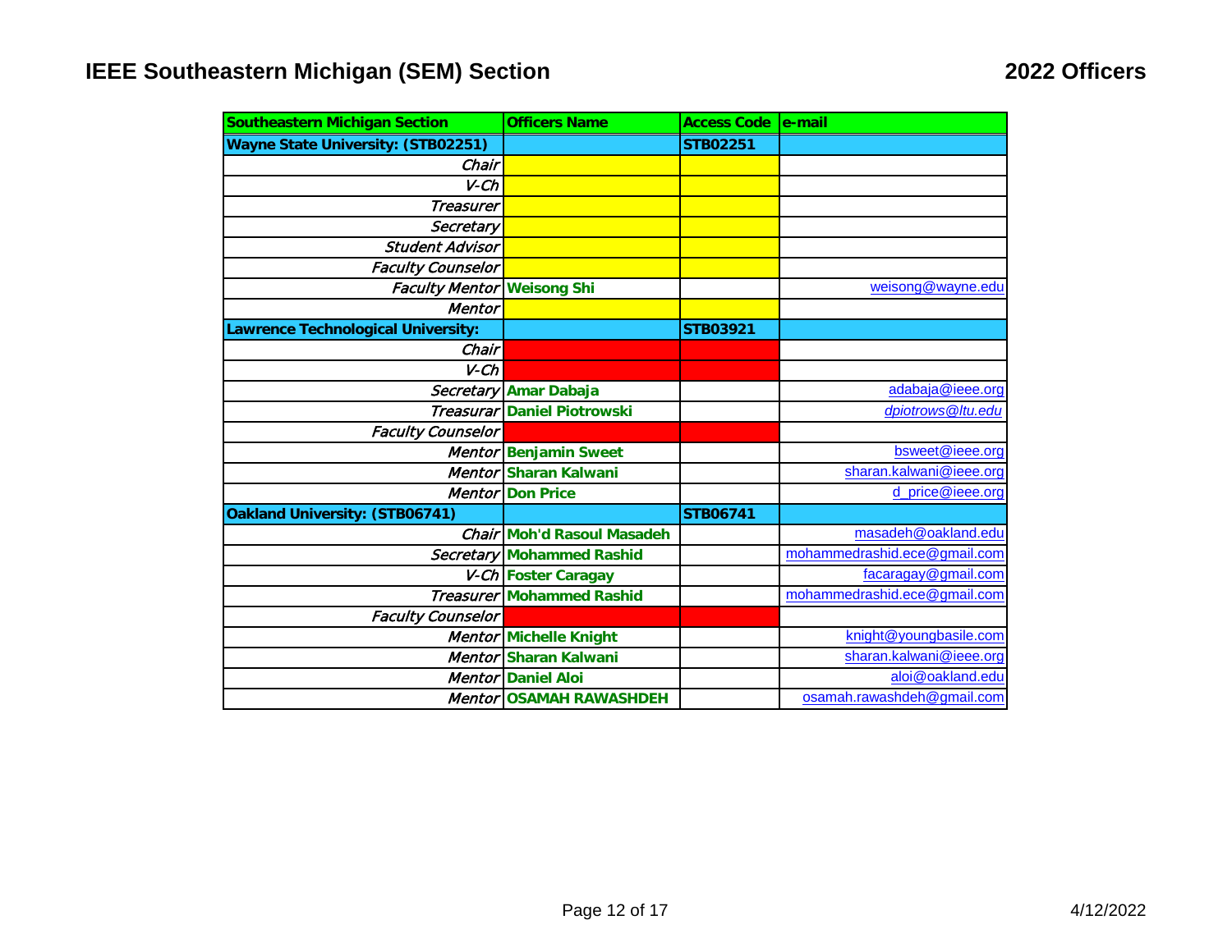# IEEE Southeastern Michigan (SEM) Section

## 2022 Officers

| Southeastern Michigan Section | Officers Name | Access Code | e-mail |
|---|---|---|---|
| **Wayne State University: (STB02251)** | | **STB02251** | |
| *Chair* | | | |
| *V-Ch* | | | |
| *Treasurer* | | | |
| *Secretary* | | | |
| *Student Advisor* | | | |
| *Faculty Counselor* | | | |
| *Faculty Mentor* | **Weisong Shi** | | weisong@wayne.edu |
| *Mentor* | | | |
| **Lawrence Technological University:** | | **STB03921** | |
| *Chair* | | | |
| *V-Ch* | | | |
| *Secretary* | **Amar Dabaja** | | adabaja@ieee.org |
| *Treasurar* | **Daniel Piotrowski** | | dpiotrows@ltu.edu |
| *Faculty Counselor* | | | |
| *Mentor* | **Benjamin Sweet** | | bsweet@ieee.org |
| *Mentor* | **Sharan Kalwani** | | sharan.kalwani@ieee.org |
| *Mentor* | **Don Price** | | d_price@ieee.org |
| **Oakland University: (STB06741)** | | **STB06741** | |
| *Chair* | **Moh'd Rasoul Masadeh** | | masadeh@oakland.edu |
| *Secretary* | **Mohammed Rashid** | | mohammedrashid.ece@gmail.com |
| *V-Ch* | **Foster Caragay** | | facaragay@gmail.com |
| *Treasurer* | **Mohammed Rashid** | | mohammedrashid.ece@gmail.com |
| *Faculty Counselor* | | | |
| *Mentor* | **Michelle Knight** | | knight@youngbasile.com |
| *Mentor* | **Sharan Kalwani** | | sharan.kalwani@ieee.org |
| *Mentor* | **Daniel Aloi** | | aloi@oakland.edu |
| *Mentor* | **OSAMAH RAWASHDEH** | | osamah.rawashdeh@gmail.com |

4/12/2022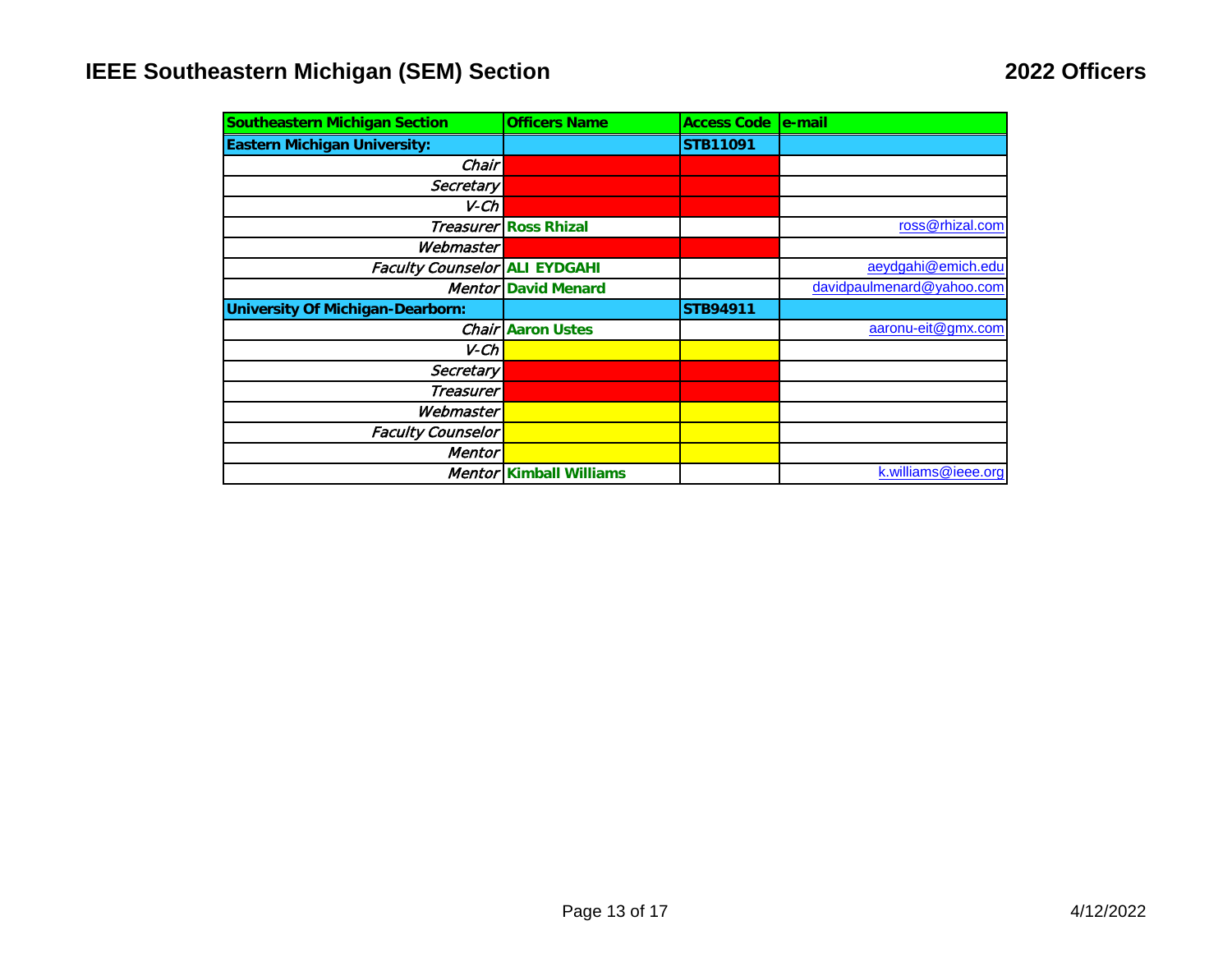# IEEE Southeastern Michigan (SEM) Section

## 2022 Officers

| Southeastern Michigan Section | Officers Name | Access Code | e-mail |
|---|---|---|---|
| **Eastern Michigan University:** | | STB11091 | |
| *Chair* | | | |
| *Secretary* | | | |
| *V-Ch* | | | |
| *Treasurer* | **Ross Rhizal** | | ross@rhizal.com |
| *Webmaster* | | | |
| *Faculty Counselor* | **ALI EYDGAHI** | | aeydgahi@emich.edu |
| *Mentor* | **David Menard** | | davidpaulmenard@yahoo.com |
| **University Of Michigan-Dearborn:** | | STB94911 | |
| *Chair* | **Aaron Ustes** | | aaronu-eit@gmx.com |
| *V-Ch* | | | |
| *Secretary* | | | |
| *Treasurer* | | | |
| *Webmaster* | | | |
| *Faculty Counselor* | | | |
| *Mentor* | | | |
| *Mentor* | **Kimball Williams** | | k.williams@ieee.org |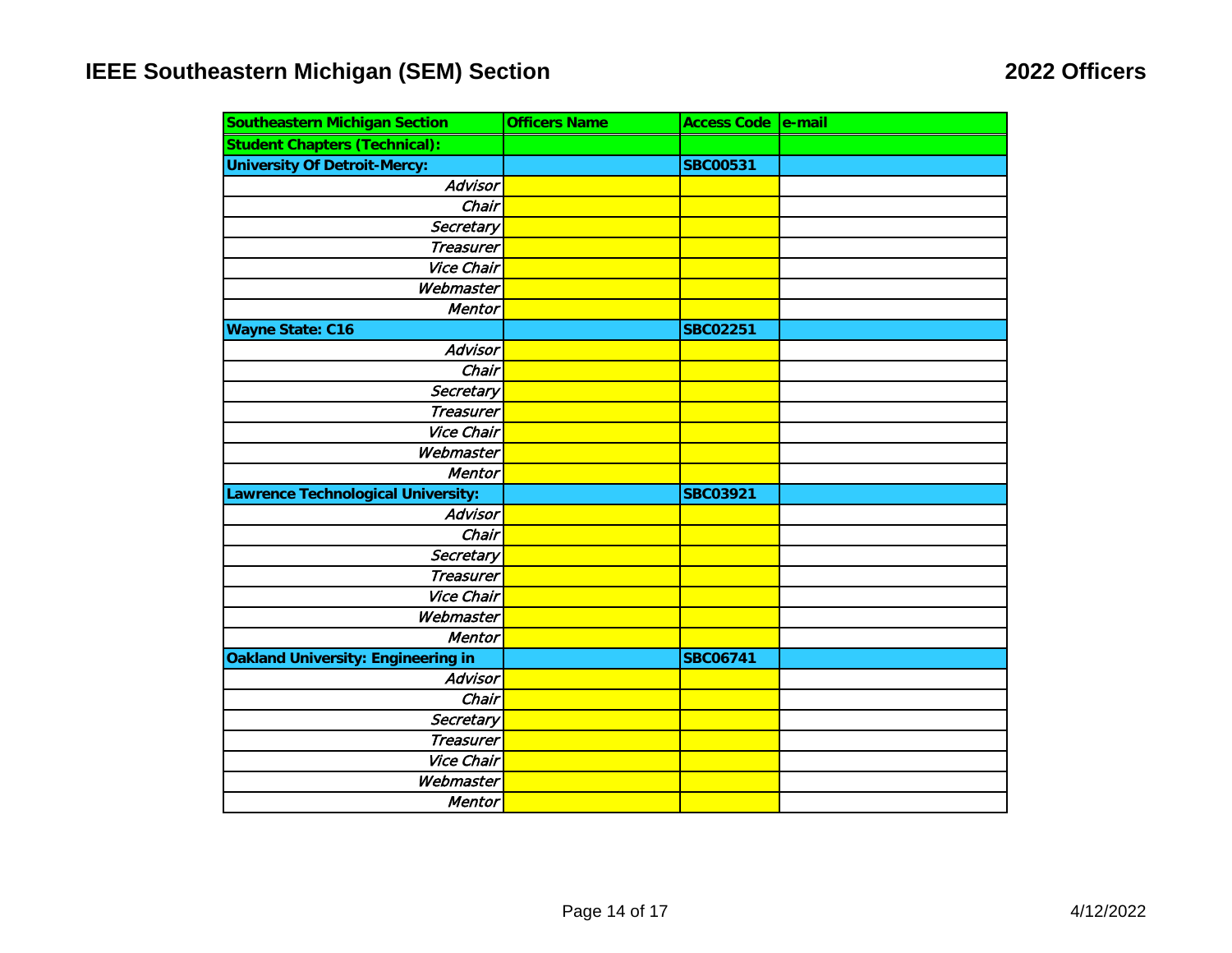# IEEE Southeastern Michigan (SEM) Section

## 2022 Officers

| Southeastern Michigan Section | Officers Name | Access Code | e-mail |
|---|---|---|---|
| **Student Chapters (Technical):** | | | |
| **University Of Detroit-Mercy:** | | **SBC00531** | |
| *Advisor* | | | |
| *Chair* | | | |
| *Secretary* | | | |
| *Treasurer* | | | |
| *Vice Chair* | | | |
| *Webmaster* | | | |
| *Mentor* | | | |
| **Wayne State: C16** | | **SBC02251** | |
| *Advisor* | | | |
| *Chair* | | | |
| *Secretary* | | | |
| *Treasurer* | | | |
| *Vice Chair* | | | |
| *Webmaster* | | | |
| *Mentor* | | | |
| **Lawrence Technological University:** | | **SBC03921** | |
| *Advisor* | | | |
| *Chair* | | | |
| *Secretary* | | | |
| *Treasurer* | | | |
| *Vice Chair* | | | |
| *Webmaster* | | | |
| *Mentor* | | | |
| **Oakland University: Engineering in** | | **SBC06741** | |
| *Advisor* | | | |
| *Chair* | | | |
| *Secretary* | | | |
| *Treasurer* | | | |
| *Vice Chair* | | | |
| *Webmaster* | | | |
| *Mentor* | | | |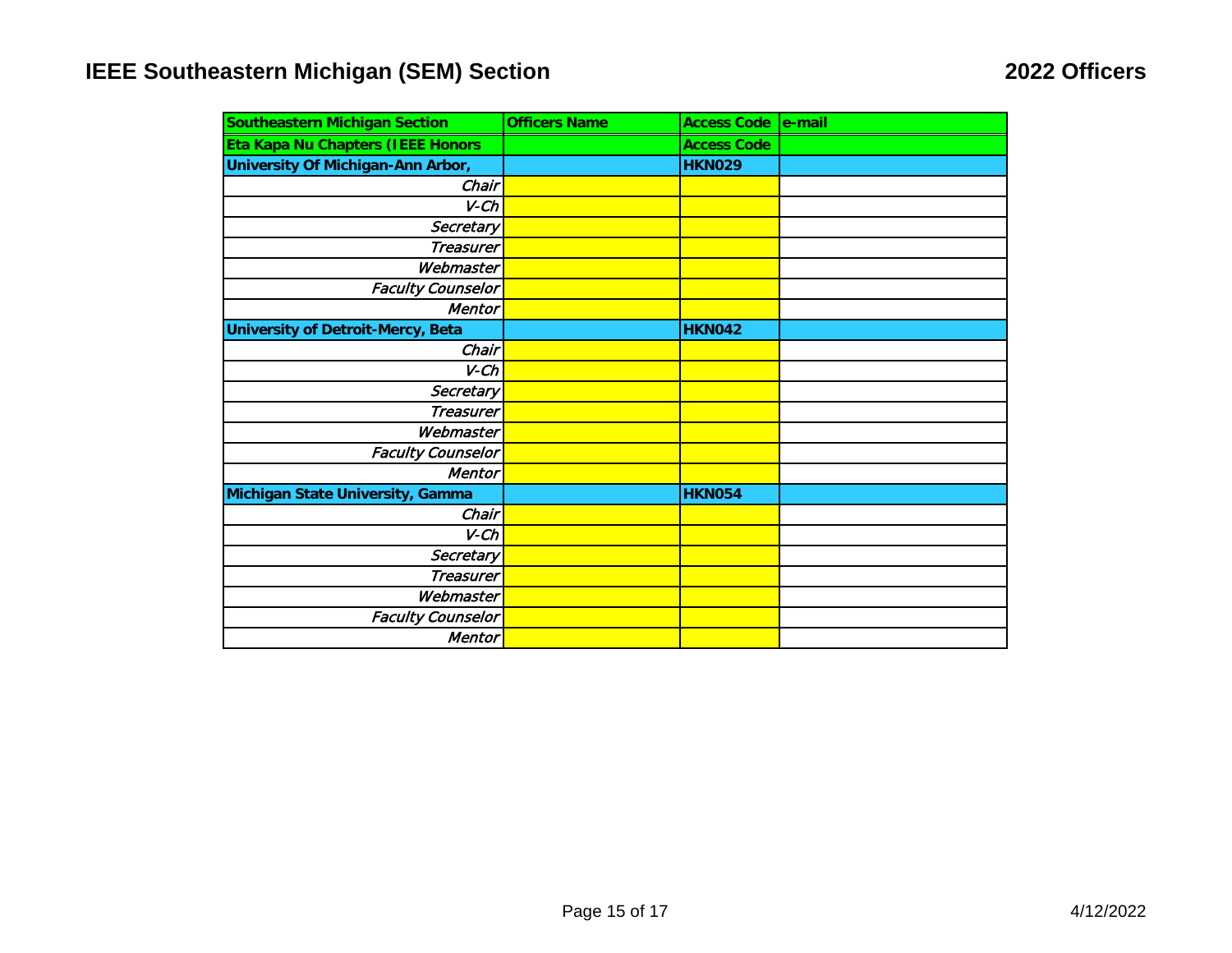# IEEE Southeastern Michigan (SEM) Section

## 2022 Officers

| Southeastern Michigan Section | Officers Name | Access Code | e-mail |
|---|---|---|---|
| **Eta Kapa Nu Chapters (IEEE Honors** | | **Access Code** | |
| **University Of Michigan-Ann Arbor,** | | **HKN029** | |
| *Chair* | | | |
| *V-Ch* | | | |
| *Secretary* | | | |
| *Treasurer* | | | |
| *Webmaster* | | | |
| *Faculty Counselor* | | | |
| *Mentor* | | | |
| **University of Detroit-Mercy, Beta** | | **HKN042** | |
| *Chair* | | | |
| *V-Ch* | | | |
| *Secretary* | | | |
| *Treasurer* | | | |
| *Webmaster* | | | |
| *Faculty Counselor* | | | |
| *Mentor* | | | |
| **Michigan State University, Gamma** | | **HKN054** | |
| *Chair* | | | |
| *V-Ch* | | | |
| *Secretary* | | | |
| *Treasurer* | | | |
| *Webmaster* | | | |
| *Faculty Counselor* | | | |
| *Mentor* | | | |

4/12/2022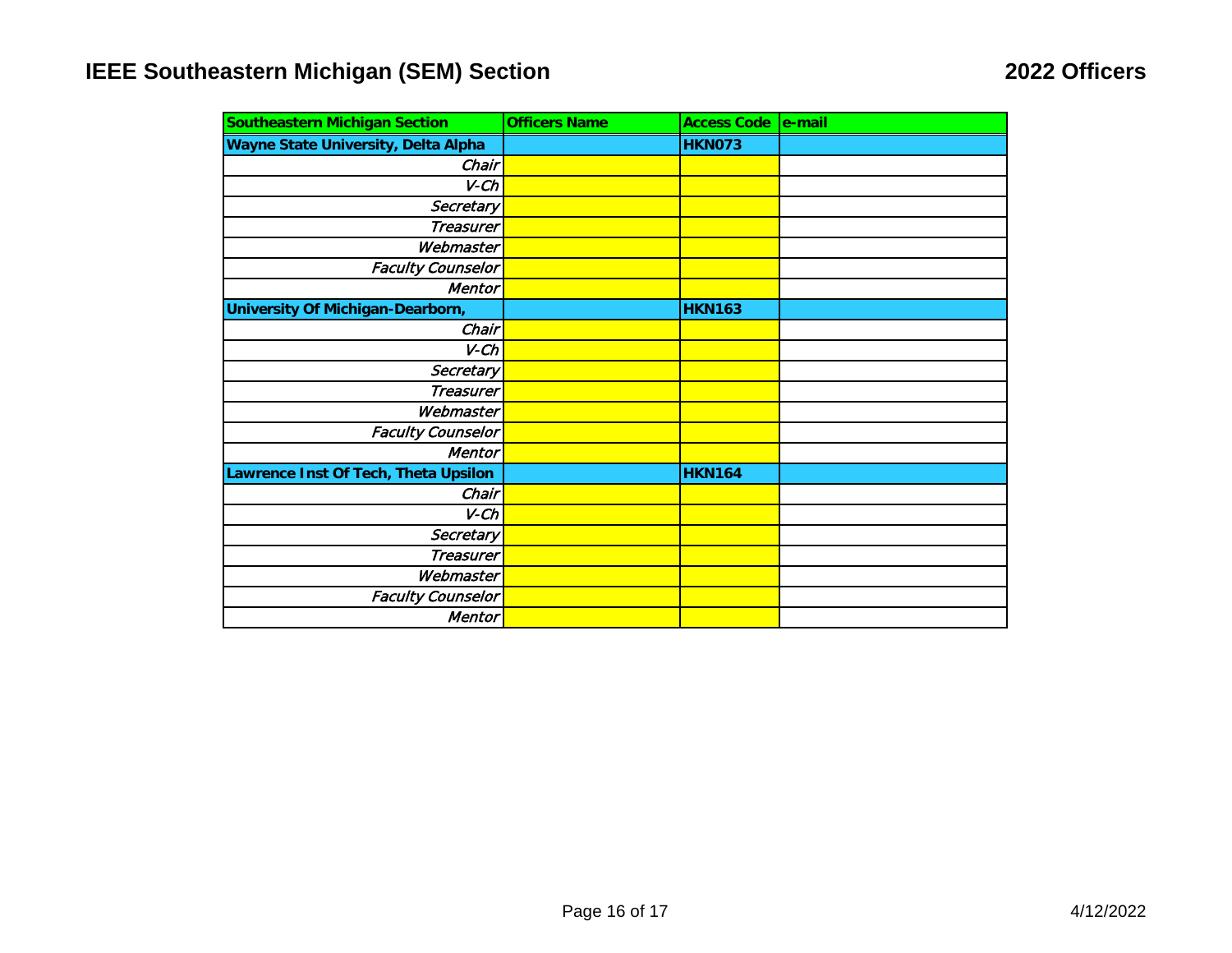# IEEE Southeastern Michigan (SEM) Section

## 2022 Officers

| Southeastern Michigan Section | Officers Name | Access Code | e-mail |
|---|---|---|---|
| **Wayne State University, Delta Alpha** | | **HKN073** | |
| *Chair* | | | |
| *V-Ch* | | | |
| *Secretary* | | | |
| *Treasurer* | | | |
| *Webmaster* | | | |
| *Faculty Counselor* | | | |
| *Mentor* | | | |
| **University Of Michigan-Dearborn,** | | **HKN163** | |
| *Chair* | | | |
| *V-Ch* | | | |
| *Secretary* | | | |
| *Treasurer* | | | |
| *Webmaster* | | | |
| *Faculty Counselor* | | | |
| *Mentor* | | | |
| **Lawrence Inst Of Tech, Theta Upsilon** | | **HKN164** | |
| *Chair* | | | |
| *V-Ch* | | | |
| *Secretary* | | | |
| *Treasurer* | | | |
| *Webmaster* | | | |
| *Faculty Counselor* | | | |
| *Mentor* | | | |

4/12/2022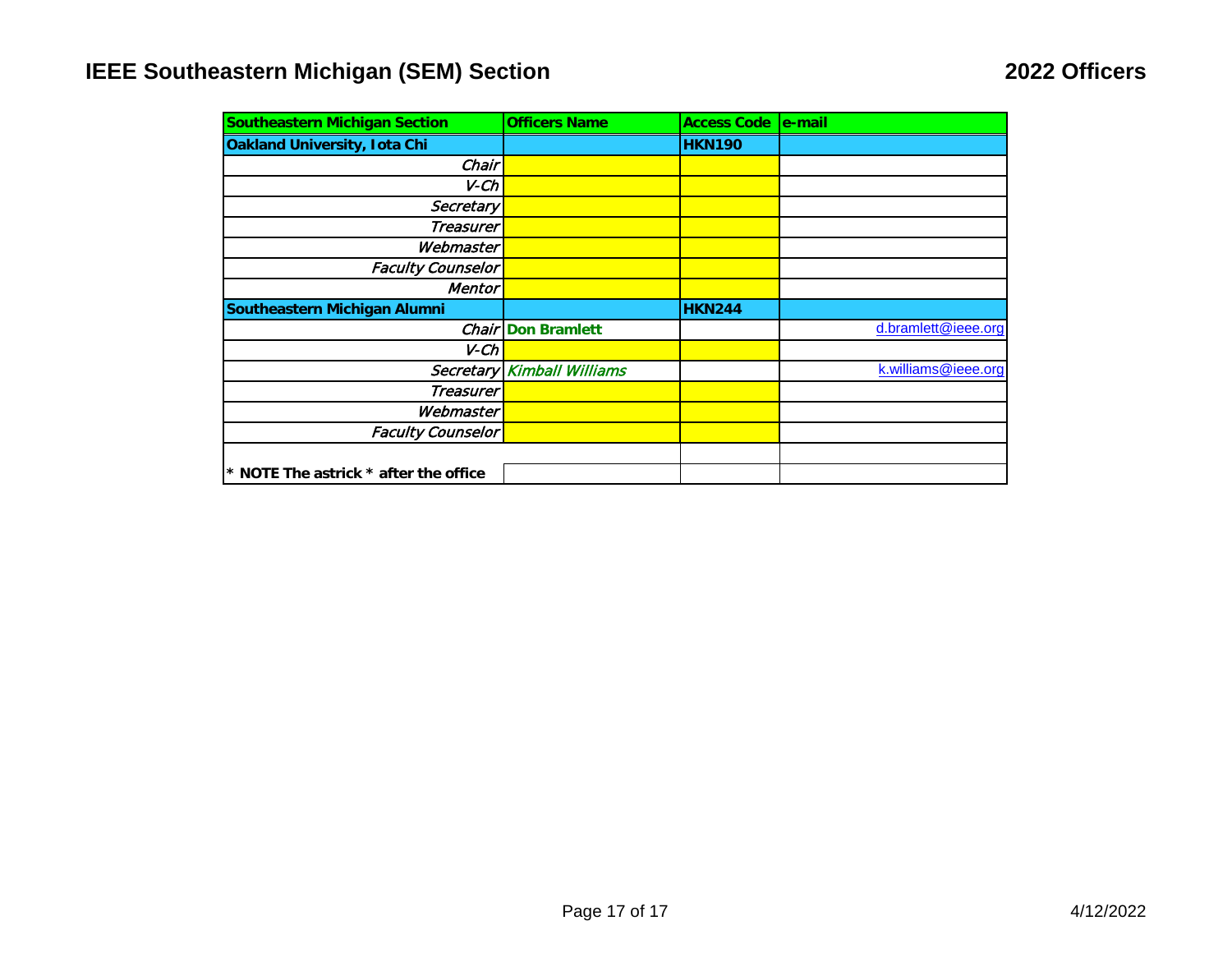# IEEE Southeastern Michigan (SEM) Section

## 2022 Officers

| Southeastern Michigan Section | Officers Name | Access Code | e-mail |
|---|---|---|---|
| **Oakland University, Iota Chi** | | **HKN190** | |
| *Chair* | | | |
| *V-Ch* | | | |
| *Secretary* | | | |
| *Treasurer* | | | |
| *Webmaster* | | | |
| *Faculty Counselor* | | | |
| *Mentor* | | | |
| **Southeastern Michigan Alumni** | | **HKN244** | |
| *Chair* | **Don Bramlett** | | d.bramlett@ieee.org |
| *V-Ch* | | | |
| *Secretary* | *Kimball Williams* | | k.williams@ieee.org |
| *Treasurer* | | | |
| *Webmaster* | | | |
| *Faculty Counselor* | | | |
| | | | |
| **\* NOTE The astrick \* after the office** | | | |

4/12/2022